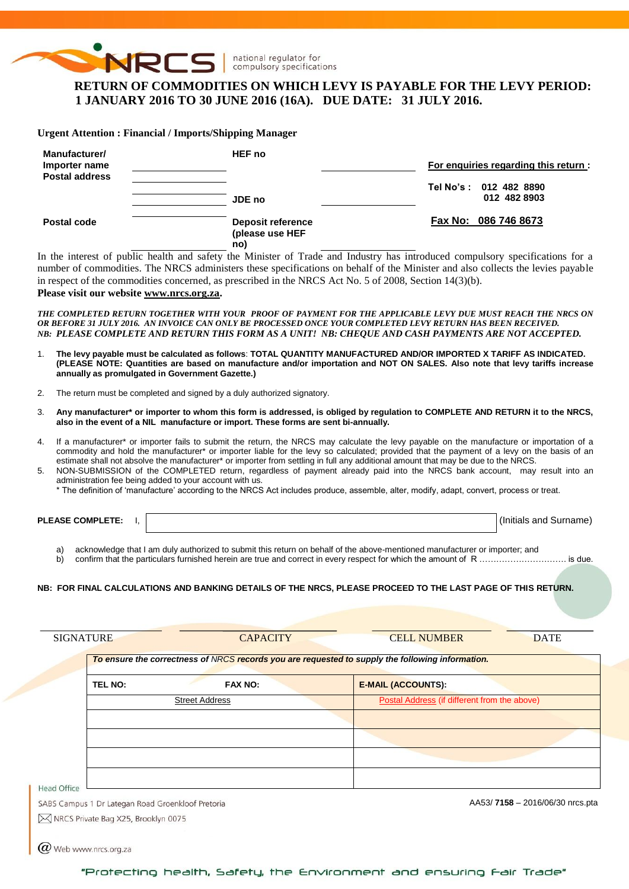NRCS | national regulator for compulsory specifications

# RETURN OF COMMODITIES ON WHICH LEVY IS PAYABLE FOR THE LEVY PERIOD: 1 JANUARY 2016 TO 30 JUNE 2016 (16A). DUE DATE: 31 JULY 2016.

**Urgent Attention : Financial / Imports/Shipping Manager**

| | | | | |
|---|---|---|---|---|
| **Manufacturer/ Importer name Postal address** | | **HEF no** | | **For enquiries regarding this return :** |
| | | **JDE no** | | **Tel No's : 012 482 8890 012 482 8903** |
| **Postal code** | | **Deposit reference (please use HEF no)** | | **Fax No: 086 746 8673** |

In the interest of public health and safety the Minister of Trade and Industry has introduced compulsory specifications for a number of commodities. The NRCS administers these specifications on behalf of the Minister and also collects the levies payable in respect of the commodities concerned, as prescribed in the NRCS Act No. 5 of 2008, Section 14(3)(b).

**Please visit our website www.nrcs.org.za.**

***THE COMPLETED RETURN TOGETHER WITH YOUR PROOF OF PAYMENT FOR THE APPLICABLE LEVY DUE MUST REACH THE NRCS ON OR BEFORE 31 JULY 2016. AN INVOICE CAN ONLY BE PROCESSED ONCE YOUR COMPLETED LEVY RETURN HAS BEEN RECEIVED.***
***NB: PLEASE COMPLETE AND RETURN THIS FORM AS A UNIT! NB: CHEQUE AND CASH PAYMENTS ARE NOT ACCEPTED.***

1. **The levy payable must be calculated as follows**: **TOTAL QUANTITY MANUFACTURED AND/OR IMPORTED X TARIFF AS INDICATED. (PLEASE NOTE: Quantities are based on manufacture and/or importation and NOT ON SALES. Also note that levy tariffs increase annually as promulgated in Government Gazette.)**
2. The return must be completed and signed by a duly authorized signatory.
3. **Any manufacturer\* or importer to whom this form is addressed, is obliged by regulation to COMPLETE AND RETURN it to the NRCS, also in the event of a NIL manufacture or import. These forms are sent bi-annually.**
4. If a manufacturer\* or importer fails to submit the return, the NRCS may calculate the levy payable on the manufacture or importation of a commodity and hold the manufacturer\* or importer liable for the levy so calculated; provided that the payment of a levy on the basis of an estimate shall not absolve the manufacturer\* or importer from settling in full any additional amount that may be due to the NRCS.
5. NON-SUBMISSION of the COMPLETED return, regardless of payment already paid into the NRCS bank account, may result into an administration fee being added to your account with us.

\* The definition of 'manufacture' according to the NRCS Act includes produce, assemble, alter, modify, adapt, convert, process or treat.

**PLEASE COMPLETE:** I, ______________________________ (Initials and Surname)

a) acknowledge that I am duly authorized to submit this return on behalf of the above-mentioned manufacturer or importer; and
b) confirm that the particulars furnished herein are true and correct in every respect for which the amount of R ………………………….. is due.

**NB: FOR FINAL CALCULATIONS AND BANKING DETAILS OF THE NRCS, PLEASE PROCEED TO THE LAST PAGE OF THIS RETURN.**

| SIGNATURE | CAPACITY | CELL NUMBER | DATE |
|---|---|---|---|
| | | | |

*To ensure the correctness of NRCS records you are requested to supply the following information.*

| **TEL NO:** | **FAX NO:** | **E-MAIL (ACCOUNTS):** |
|---|---|---|
| Street Address | | Postal Address (if different from the above) |
| | | |
| | | |
| | | |
| | | |

Head Office
SABS Campus 1 Dr Lategan Road Groenkloof Pretoria
NRCS Private Bag X25, Brooklyn 0075
Web www.nrcs.org.za

AA53/ **7158** – 2016/06/30 nrcs.pta

"Protecting health, Safety, the Environment and ensuring Fair Trade"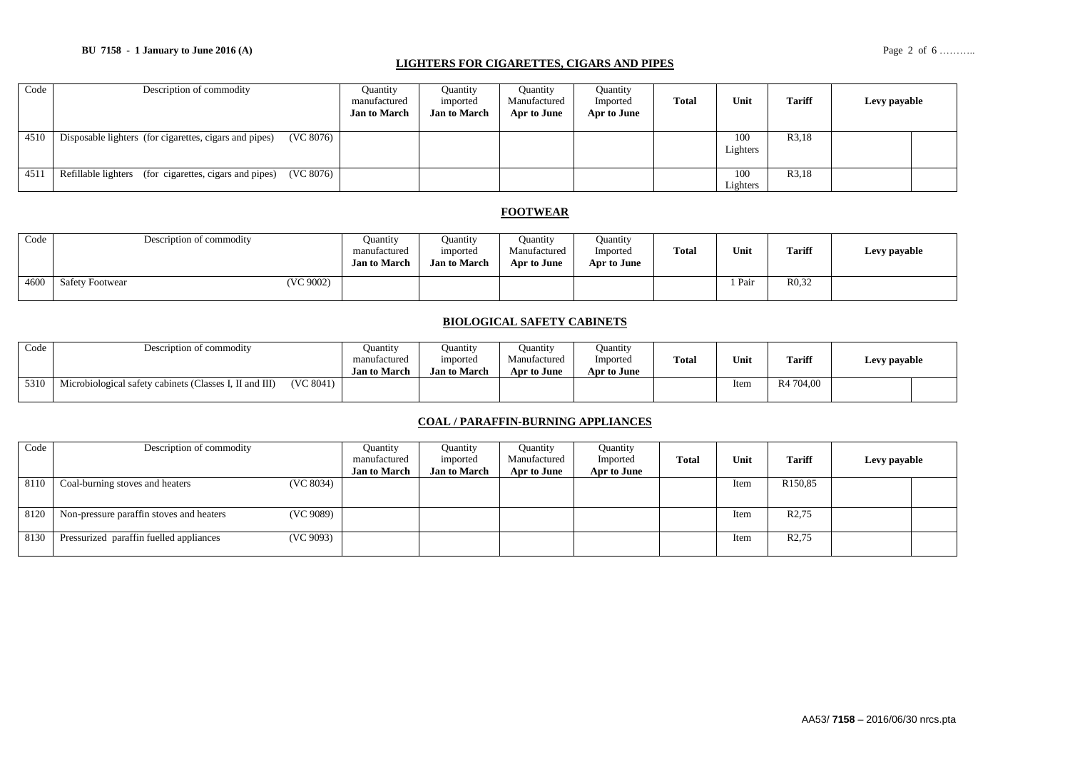## LIGHTERS FOR CIGARETTES, CIGARS AND PIPES

| Code | Description of commodity | Quantity manufactured **Jan to March** | Quantity imported **Jan to March** | Quantity Manufactured **Apr to June** | Quantity Imported **Apr to June** | **Total** | **Unit** | **Tariff** | **Levy payable** | |
|---|---|---|---|---|---|---|---|---|---|---|
| 4510 | Disposable lighters (for cigarettes, cigars and pipes) (VC 8076) | | | | | | 100 Lighters | R3,18 | | |
| 4511 | Refillable lighters (for cigarettes, cigars and pipes) (VC 8076) | | | | | | 100 Lighters | R3,18 | | |

## FOOTWEAR

| Code | Description of commodity | Quantity manufactured **Jan to March** | Quantity imported **Jan to March** | Quantity Manufactured **Apr to June** | Quantity Imported **Apr to June** | **Total** | **Unit** | **Tariff** | **Levy payable** |
|---|---|---|---|---|---|---|---|---|---|
| 4600 | Safety Footwear (VC 9002) | | | | | | 1 Pair | R0,32 | |

## BIOLOGICAL SAFETY CABINETS

| Code | Description of commodity | Quantity manufactured **Jan to March** | Quantity imported **Jan to March** | Quantity Manufactured **Apr to June** | Quantity Imported **Apr to June** | **Total** | **Unit** | **Tariff** | **Levy payable** | |
|---|---|---|---|---|---|---|---|---|---|---|
| 5310 | Microbiological safety cabinets (Classes I, II and III) (VC 8041) | | | | | | Item | R4 704,00 | | |

## COAL / PARAFFIN-BURNING APPLIANCES

| Code | Description of commodity | Quantity manufactured **Jan to March** | Quantity imported **Jan to March** | Quantity Manufactured **Apr to June** | Quantity Imported **Apr to June** | **Total** | **Unit** | **Tariff** | **Levy payable** | |
|---|---|---|---|---|---|---|---|---|---|---|
| 8110 | Coal-burning stoves and heaters (VC 8034) | | | | | | Item | R150,85 | | |
| 8120 | Non-pressure paraffin stoves and heaters (VC 9089) | | | | | | Item | R2,75 | | |
| 8130 | Pressurized paraffin fuelled appliances (VC 9093) | | | | | | Item | R2,75 | | |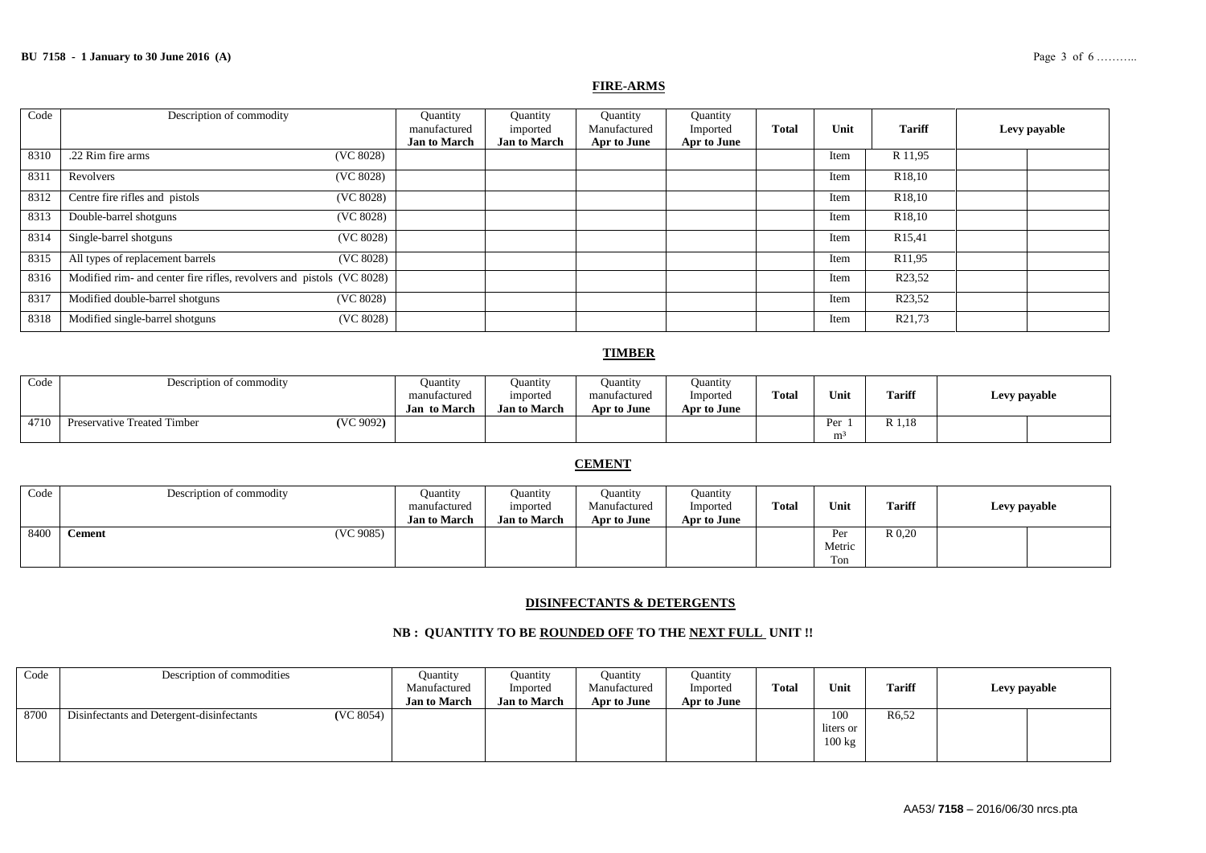## FIRE-ARMS

| Code | Description of commodity | Quantity manufactured Jan to March | Quantity imported Jan to March | Quantity Manufactured Apr to June | Quantity Imported Apr to June | Total | Unit | Tariff | Levy payable | |
|---|---|---|---|---|---|---|---|---|---|---|
| 8310 | .22 Rim fire arms (VC 8028) | | | | | | Item | R 11,95 | | |
| 8311 | Revolvers (VC 8028) | | | | | | Item | R18,10 | | |
| 8312 | Centre fire rifles and pistols (VC 8028) | | | | | | Item | R18,10 | | |
| 8313 | Double-barrel shotguns (VC 8028) | | | | | | Item | R18,10 | | |
| 8314 | Single-barrel shotguns (VC 8028) | | | | | | Item | R15,41 | | |
| 8315 | All types of replacement barrels (VC 8028) | | | | | | Item | R11,95 | | |
| 8316 | Modified rim- and center fire rifles, revolvers and pistols (VC 8028) | | | | | | Item | R23,52 | | |
| 8317 | Modified double-barrel shotguns (VC 8028) | | | | | | Item | R23,52 | | |
| 8318 | Modified single-barrel shotguns (VC 8028) | | | | | | Item | R21,73 | | |

## TIMBER

| Code | Description of commodity | Quantity manufactured Jan to March | Quantity imported Jan to March | Quantity manufactured Apr to June | Quantity Imported Apr to June | Total | Unit | Tariff | Levy payable | |
|---|---|---|---|---|---|---|---|---|---|---|
| 4710 | Preservative Treated Timber (VC 9092) | | | | | | Per 1 $m^3$ | R 1,18 | | |

## CEMENT

| Code | Description of commodity | Quantity manufactured Jan to March | Quantity imported Jan to March | Quantity Manufactured Apr to June | Quantity Imported Apr to June | Total | Unit | Tariff | Levy payable | |
|---|---|---|---|---|---|---|---|---|---|---|
| 8400 | **Cement** (VC 9085) | | | | | | Per Metric Ton | R 0,20 | | |

## DISINFECTANTS & DETERGENTS

**NB : QUANTITY TO BE ROUNDED OFF TO THE NEXT FULL UNIT !!**

| Code | Description of commodities | Quantity Manufactured Jan to March | Quantity Imported Jan to March | Quantity Manufactured Apr to June | Quantity Imported Apr to June | Total | Unit | Tariff | Levy payable | |
|---|---|---|---|---|---|---|---|---|---|---|
| 8700 | Disinfectants and Detergent-disinfectants (VC 8054) | | | | | | 100 liters or 100 kg | R6,52 | | |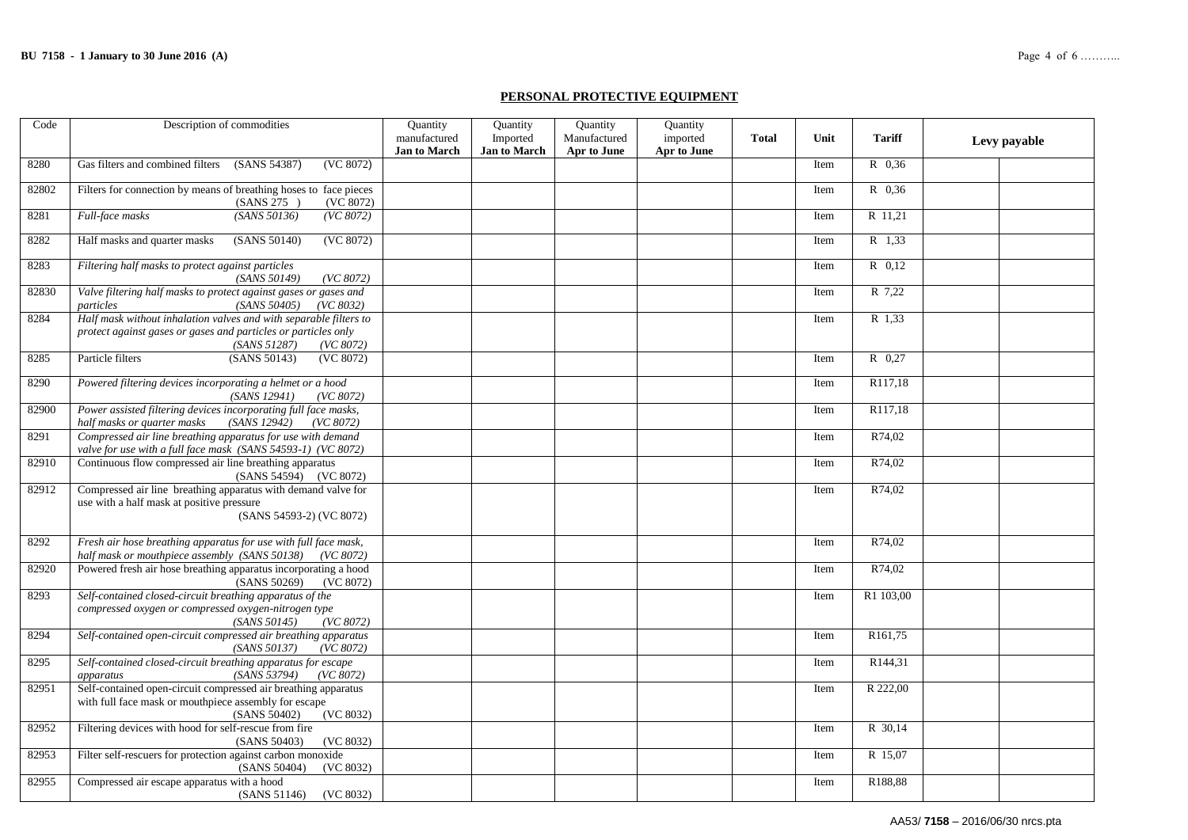## PERSONAL PROTECTIVE EQUIPMENT

| Code | Description of commodities | Quantity manufactured Jan to March | Quantity Imported Jan to March | Quantity Manufactured Apr to June | Quantity imported Apr to June | Total | Unit | Tariff | Levy payable | |
|---|---|---|---|---|---|---|---|---|---|---|
| 8280 | Gas filters and combined filters (SANS 54387) (VC 8072) | | | | | | Item | R 0,36 | | |
| 82802 | Filters for connection by means of breathing hoses to face pieces (SANS 275 ) (VC 8072) | | | | | | Item | R 0,36 | | |
| 8281 | *Full-face masks (SANS 50136) (VC 8072)* | | | | | | Item | R 11,21 | | |
| 8282 | Half masks and quarter masks (SANS 50140) (VC 8072) | | | | | | Item | R 1,33 | | |
| 8283 | *Filtering half masks to protect against particles (SANS 50149) (VC 8072)* | | | | | | Item | R 0,12 | | |
| 82830 | *Valve filtering half masks to protect against gases or gases and particles (SANS 50405) (VC 8032)* | | | | | | Item | R 7,22 | | |
| 8284 | *Half mask without inhalation valves and with separable filters to protect against gases or gases and particles or particles only (SANS 51287) (VC 8072)* | | | | | | Item | R 1,33 | | |
| 8285 | Particle filters (SANS 50143) (VC 8072) | | | | | | Item | R 0,27 | | |
| 8290 | *Powered filtering devices incorporating a helmet or a hood (SANS 12941) (VC 8072)* | | | | | | Item | R117,18 | | |
| 82900 | *Power assisted filtering devices incorporating full face masks, half masks or quarter masks (SANS 12942) (VC 8072)* | | | | | | Item | R117,18 | | |
| 8291 | *Compressed air line breathing apparatus for use with demand valve for use with a full face mask (SANS 54593-1) (VC 8072)* | | | | | | Item | R74,02 | | |
| 82910 | Continuous flow compressed air line breathing apparatus (SANS 54594) (VC 8072) | | | | | | Item | R74,02 | | |
| 82912 | Compressed air line breathing apparatus with demand valve for use with a half mask at positive pressure (SANS 54593-2) (VC 8072) | | | | | | Item | R74,02 | | |
| 8292 | *Fresh air hose breathing apparatus for use with full face mask, half mask or mouthpiece assembly (SANS 50138) (VC 8072)* | | | | | | Item | R74,02 | | |
| 82920 | Powered fresh air hose breathing apparatus incorporating a hood (SANS 50269) (VC 8072) | | | | | | Item | R74,02 | | |
| 8293 | *Self-contained closed-circuit breathing apparatus of the compressed oxygen or compressed oxygen-nitrogen type (SANS 50145) (VC 8072)* | | | | | | Item | R1 103,00 | | |
| 8294 | *Self-contained open-circuit compressed air breathing apparatus (SANS 50137) (VC 8072)* | | | | | | Item | R161,75 | | |
| 8295 | *Self-contained closed-circuit breathing apparatus for escape apparatus (SANS 53794) (VC 8072)* | | | | | | Item | R144,31 | | |
| 82951 | Self-contained open-circuit compressed air breathing apparatus with full face mask or mouthpiece assembly for escape (SANS 50402) (VC 8032) | | | | | | Item | R 222,00 | | |
| 82952 | Filtering devices with hood for self-rescue from fire (SANS 50403) (VC 8032) | | | | | | Item | R 30,14 | | |
| 82953 | Filter self-rescuers for protection against carbon monoxide (SANS 50404) (VC 8032) | | | | | | Item | R 15,07 | | |
| 82955 | Compressed air escape apparatus with a hood (SANS 51146) (VC 8032) | | | | | | Item | R188,88 | | |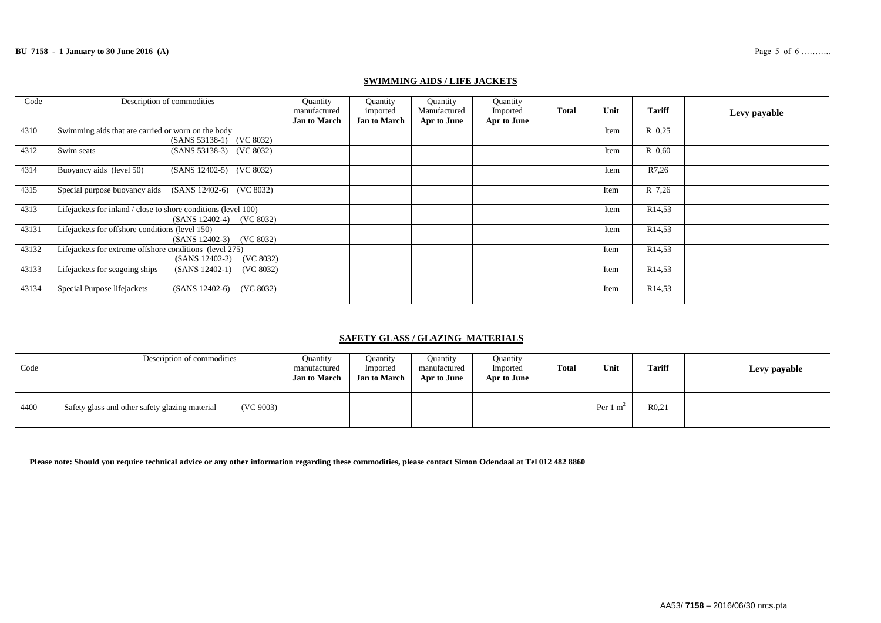## SWIMMING AIDS / LIFE JACKETS

| Code | Description of commodities | Quantity manufactured **Jan to March** | Quantity imported **Jan to March** | Quantity Manufactured **Apr to June** | Quantity Imported **Apr to June** | **Total** | **Unit** | **Tariff** | **Levy payable** | |
|---|---|---|---|---|---|---|---|---|---|---|
| 4310 | Swimming aids that are carried or worn on the body (SANS 53138-1) (VC 8032) | | | | | | Item | R 0,25 | | |
| 4312 | Swim seats (SANS 53138-3) (VC 8032) | | | | | | Item | R 0,60 | | |
| 4314 | Buoyancy aids (level 50) (SANS 12402-5) (VC 8032) | | | | | | Item | R7,26 | | |
| 4315 | Special purpose buoyancy aids (SANS 12402-6) (VC 8032) | | | | | | Item | R 7,26 | | |
| 4313 | Lifejackets for inland / close to shore conditions (level 100) (SANS 12402-4) (VC 8032) | | | | | | Item | R14,53 | | |
| 43131 | Lifejackets for offshore conditions (level 150) (SANS 12402-3) (VC 8032) | | | | | | Item | R14,53 | | |
| 43132 | Lifejackets for extreme offshore conditions (level 275) (SANS 12402-2) (VC 8032) | | | | | | Item | R14,53 | | |
| 43133 | Lifejackets for seagoing ships (SANS 12402-1) (VC 8032) | | | | | | Item | R14,53 | | |
| 43134 | Special Purpose lifejackets (SANS 12402-6) (VC 8032) | | | | | | Item | R14,53 | | |

## SAFETY GLASS / GLAZING MATERIALS

| Code | Description of commodities | Quantity manufactured **Jan to March** | Quantity Imported **Jan to March** | Quantity manufactured **Apr to June** | Quantity Imported **Apr to June** | **Total** | **Unit** | **Tariff** | **Levy payable** | |
|---|---|---|---|---|---|---|---|---|---|---|
| 4400 | Safety glass and other safety glazing material (VC 9003) | | | | | | Per 1 $m^2$ | R0,21 | | |

**Please note: Should you require technical advice or any other information regarding these commodities, please contact Simon Odendaal at Tel 012 482 8860**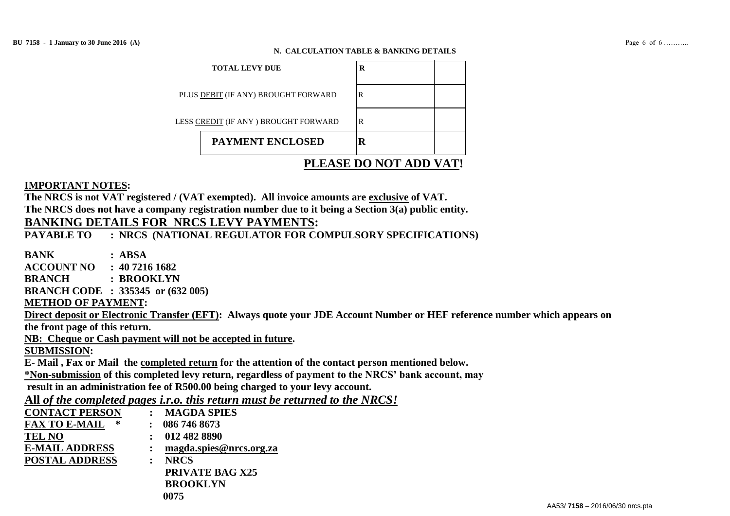## N. CALCULATION TABLE & BANKING DETAILS

| | | |
|---|---|---|
| **TOTAL LEVY DUE** | **R** | |
| PLUS DEBIT (IF ANY) BROUGHT FORWARD | R | |
| LESS CREDIT (IF ANY ) BROUGHT FORWARD | R | |
| **PAYMENT ENCLOSED** | **R** | |

**PLEASE DO NOT ADD VAT!**

**IMPORTANT NOTES:**

**The NRCS is not VAT registered / (VAT exempted). All invoice amounts are exclusive of VAT.**

**The NRCS does not have a company registration number due to it being a Section 3(a) public entity.**

## BANKING DETAILS FOR NRCS LEVY PAYMENTS:

**PAYABLE TO : NRCS (NATIONAL REGULATOR FOR COMPULSORY SPECIFICATIONS)**

**BANK : ABSA**

**ACCOUNT NO : 40 7216 1682**

**BRANCH : BROOKLYN**

**BRANCH CODE : 335345 or (632 005)**

**METHOD OF PAYMENT:**

**Direct deposit or Electronic Transfer (EFT): Always quote your JDE Account Number or HEF reference number which appears on the front page of this return.**

**NB: Cheque or Cash payment will not be accepted in future.**

**SUBMISSION:**

**E- Mail , Fax or Mail the completed return for the attention of the contact person mentioned below.**

**\*Non-submission of this completed levy return, regardless of payment to the NRCS' bank account, may result in an administration fee of R500.00 being charged to your levy account.**

***All of the completed pages i.r.o. this return must be returned to the NRCS!***

**CONTACT PERSON : MAGDA SPIES**

**FAX TO E-MAIL \* : 086 746 8673**

**TEL NO : 012 482 8890**

**E-MAIL ADDRESS : magda.spies@nrcs.org.za**

**POSTAL ADDRESS : NRCS**
**PRIVATE BAG X25**
**BROOKLYN**
**0075**

AA53/ **7158** – 2016/06/30 nrcs.pta